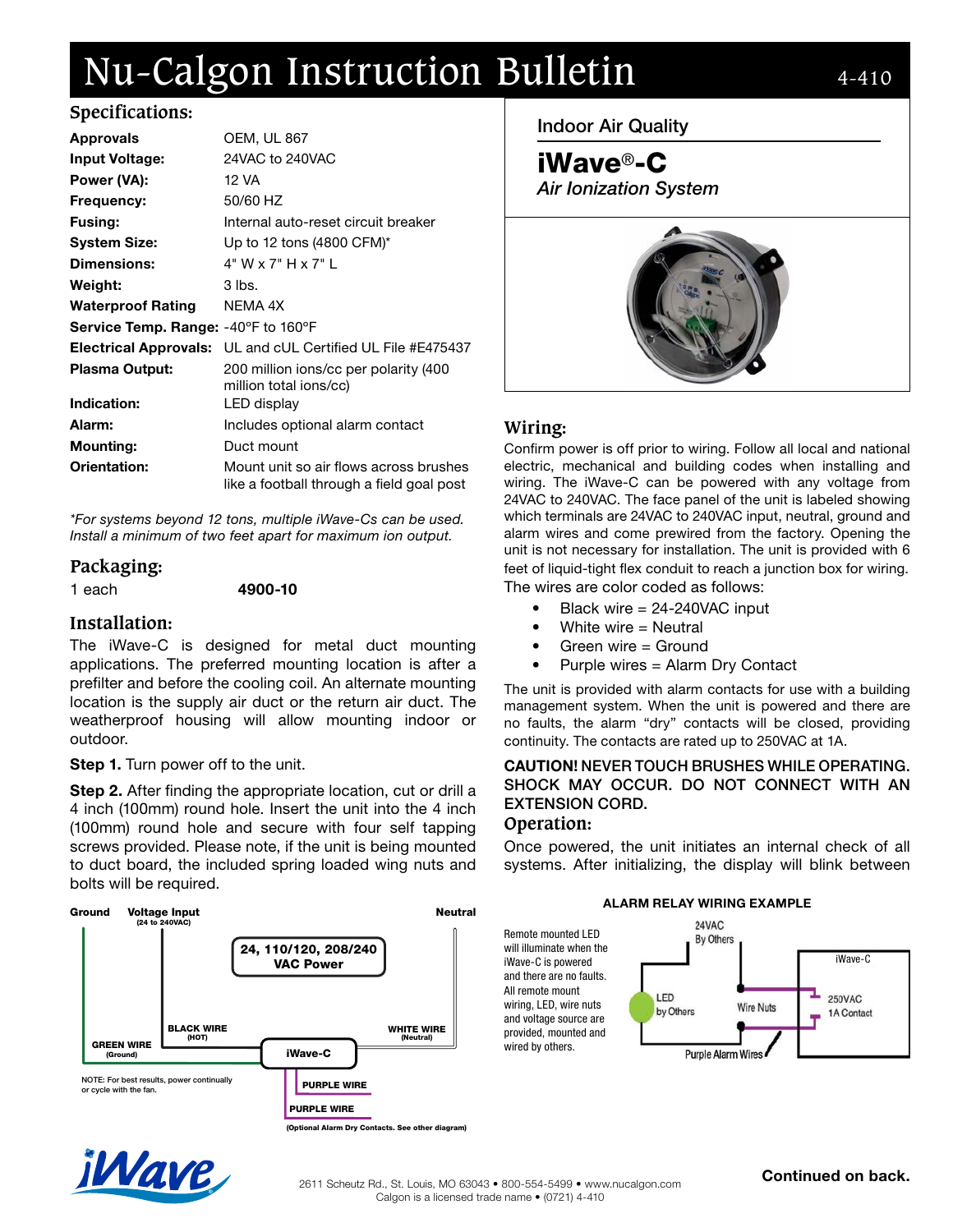# Nu-Calgon Instruction Bulletin 4-410

## Indoor Air Quality

# iWave®-C

*Air Ionization System*

## Specifications:

| | |
|---|---|
| **Approvals** | OEM, UL 867 |
| **Input Voltage:** | 24VAC to 240VAC |
| **Power (VA):** | 12 VA |
| **Frequency:** | 50/60 HZ |
| **Fusing:** | Internal auto-reset circuit breaker |
| **System Size:** | Up to 12 tons (4800 CFM)* |
| **Dimensions:** | 4" W x 7" H x 7" L |
| **Weight:** | 3 lbs. |
| **Waterproof Rating** | NEMA 4X |
| **Service Temp. Range:** | -40°F to 160°F |
| **Electrical Approvals:** | UL and cUL Certified UL File #E475437 |
| **Plasma Output:** | 200 million ions/cc per polarity (400 million total ions/cc) |
| **Indication:** | LED display |
| **Alarm:** | Includes optional alarm contact |
| **Mounting:** | Duct mount |
| **Orientation:** | Mount unit so air flows across brushes like a football through a field goal post |

*\*For systems beyond 12 tons, multiple iWave-Cs can be used. Install a minimum of two feet apart for maximum ion output.*

## Packaging:

1 each **4900-10**

## Installation:

The iWave-C is designed for metal duct mounting applications. The preferred mounting location is after a prefilter and before the cooling coil. An alternate mounting location is the supply air duct or the return air duct. The weatherproof housing will allow mounting indoor or outdoor.

**Step 1.** Turn power off to the unit.

**Step 2.** After finding the appropriate location, cut or drill a 4 inch (100mm) round hole. Insert the unit into the 4 inch (100mm) round hole and secure with four self tapping screws provided. Please note, if the unit is being mounted to duct board, the included spring loaded wing nuts and bolts will be required.

Ground — Voltage Input (24 to 240VAC) — Neutral

24, 110/120, 208/240 VAC Power

GREEN WIRE (Ground) — BLACK WIRE (HOT) — iWave-C — WHITE WIRE (Neutral)

PURPLE WIRE
PURPLE WIRE
(Optional Alarm Dry Contacts. See other diagram)

NOTE: For best results, power continually or cycle with the fan.

## Wiring:

Confirm power is off prior to wiring. Follow all local and national electric, mechanical and building codes when installing and wiring. The iWave-C can be powered with any voltage from 24VAC to 240VAC. The face panel of the unit is labeled showing which terminals are 24VAC to 240VAC input, neutral, ground and alarm wires and come prewired from the factory. Opening the unit is not necessary for installation. The unit is provided with 6 feet of liquid-tight flex conduit to reach a junction box for wiring. The wires are color coded as follows:

- Black wire = 24-240VAC input
- White wire = Neutral
- Green wire = Ground
- Purple wires = Alarm Dry Contact

The unit is provided with alarm contacts for use with a building management system. When the unit is powered and there are no faults, the alarm "dry" contacts will be closed, providing continuity. The contacts are rated up to 250VAC at 1A.

**CAUTION! NEVER TOUCH BRUSHES WHILE OPERATING. SHOCK MAY OCCUR. DO NOT CONNECT WITH AN EXTENSION CORD.**

## Operation:

Once powered, the unit initiates an internal check of all systems. After initializing, the display will blink between

**ALARM RELAY WIRING EXAMPLE**

Remote mounted LED will illuminate when the iWave-C is powered and there are no faults. All remote mount wiring, LED, wire nuts and voltage source are provided, mounted and wired by others.

24VAC By Others — LED by Others — Wire Nuts — iWave-C — 250VAC 1A Contact — Purple Alarm Wires

2611 Scheutz Rd., St. Louis, MO 63043 • 800-554-5499 • www.nucalgon.com
Calgon is a licensed trade name • (0721) 4-410

**Continued on back.**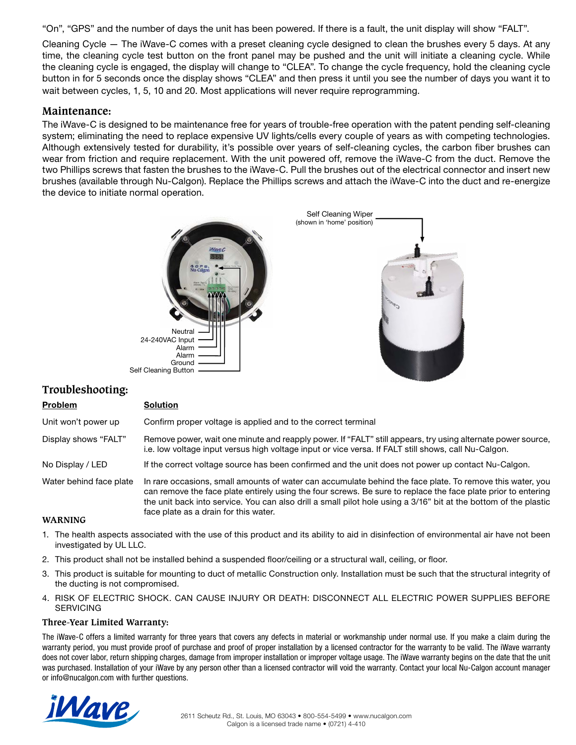"On", "GPS" and the number of days the unit has been powered. If there is a fault, the unit display will show "FALT".

Cleaning Cycle — The iWave-C comes with a preset cleaning cycle designed to clean the brushes every 5 days. At any time, the cleaning cycle test button on the front panel may be pushed and the unit will initiate a cleaning cycle. While the cleaning cycle is engaged, the display will change to "CLEA". To change the cycle frequency, hold the cleaning cycle button in for 5 seconds once the display shows "CLEA" and then press it until you see the number of days you want it to wait between cycles, 1, 5, 10 and 20. Most applications will never require reprogramming.

## Maintenance:

The iWave-C is designed to be maintenance free for years of trouble-free operation with the patent pending self-cleaning system; eliminating the need to replace expensive UV lights/cells every couple of years as with competing technologies. Although extensively tested for durability, it's possible over years of self-cleaning cycles, the carbon fiber brushes can wear from friction and require replacement. With the unit powered off, remove the iWave-C from the duct. Remove the two Phillips screws that fasten the brushes to the iWave-C. Pull the brushes out of the electrical connector and insert new brushes (available through Nu-Calgon). Replace the Phillips screws and attach the iWave-C into the duct and re-energize the device to initiate normal operation.

Neutral
24-240VAC Input
Alarm
Alarm
Ground
Self Cleaning Button

Self Cleaning Wiper
(shown in 'home' position)

## Troubleshooting:

| Problem | Solution |
|---|---|
| Unit won't power up | Confirm proper voltage is applied and to the correct terminal |
| Display shows "FALT" | Remove power, wait one minute and reapply power. If "FALT" still appears, try using alternate power source, i.e. low voltage input versus high voltage input or vice versa. If FALT still shows, call Nu-Calgon. |
| No Display / LED | If the correct voltage source has been confirmed and the unit does not power up contact Nu-Calgon. |
| Water behind face plate | In rare occasions, small amounts of water can accumulate behind the face plate. To remove this water, you can remove the face plate entirely using the four screws. Be sure to replace the face plate prior to entering the unit back into service. You can also drill a small pilot hole using a 3/16" bit at the bottom of the plastic face plate as a drain for this water. |

### WARNING

1. The health aspects associated with the use of this product and its ability to aid in disinfection of environmental air have not been investigated by UL LLC.
2. This product shall not be installed behind a suspended floor/ceiling or a structural wall, ceiling, or floor.
3. This product is suitable for mounting to duct of metallic Construction only. Installation must be such that the structural integrity of the ducting is not compromised.
4. RISK OF ELECTRIC SHOCK. CAN CAUSE INJURY OR DEATH: DISCONNECT ALL ELECTRIC POWER SUPPLIES BEFORE SERVICING

### Three-Year Limited Warranty:

The iWave-C offers a limited warranty for three years that covers any defects in material or workmanship under normal use. If you make a claim during the warranty period, you must provide proof of purchase and proof of proper installation by a licensed contractor for the warranty to be valid. The iWave warranty does not cover labor, return shipping charges, damage from improper installation or improper voltage usage. The iWave warranty begins on the date that the unit was purchased. Installation of your iWave by any person other than a licensed contractor will void the warranty. Contact your local Nu-Calgon account manager or info@nucalgon.com with further questions.

iWave

2611 Scheutz Rd., St. Louis, MO 63043 • 800-554-5499 • www.nucalgon.com
Calgon is a licensed trade name • (0721) 4-410